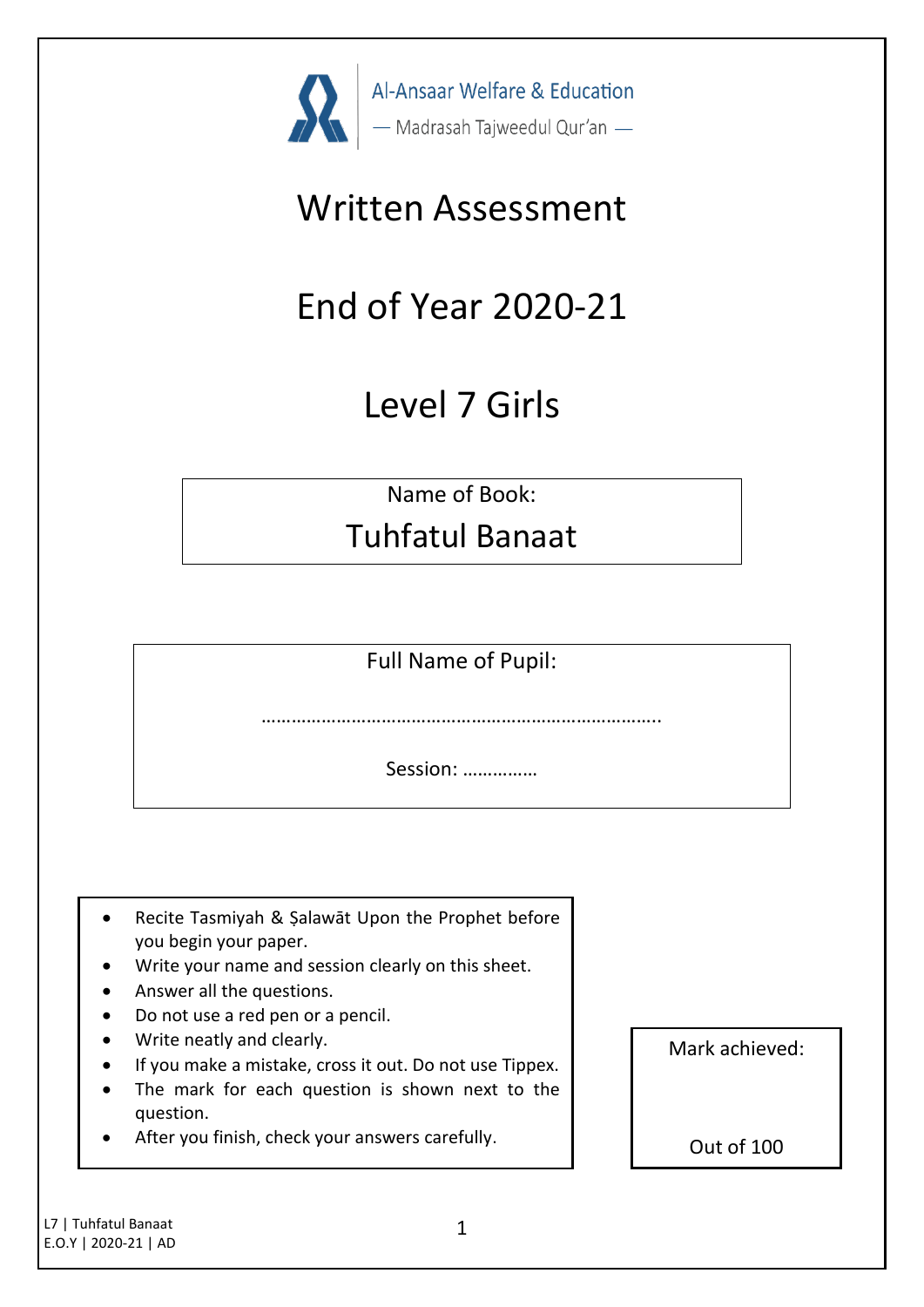Al-Ansaar Welfare & Education

— Madrasah Tajweedul Qur'an —

# Written Assessment

# End of Year 2020-21

# Level 7 Girls

Name of Book:

**Tuhfatul Banaat**

Full Name of Pupil:

…………………………………………………………………….

Session: ……………

- Recite Tasmiyah & Ṣalawāt Upon the Prophet before you begin your paper.
- Write your name and session clearly on this sheet.
- Answer all the questions.
- Do not use a red pen or a pencil.
- Write neatly and clearly.
- If you make a mistake, cross it out. Do not use Tippex.
- The mark for each question is shown next to the question.
- After you finish, check your answers carefully.

Mark achieved:

Out of 100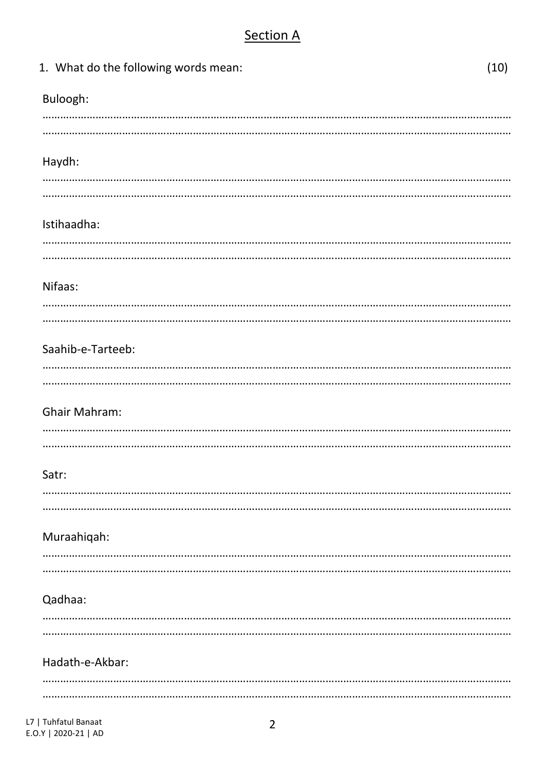## Section A

1. What do the following words mean: (10)

Buloogh:

……………………………………………………………………………………………………………………………………………

……………………………………………………………………………………………………………………………………………

Haydh:

……………………………………………………………………………………………………………………………………………

……………………………………………………………………………………………………………………………………………

Istihaadha:

……………………………………………………………………………………………………………………………………………

……………………………………………………………………………………………………………………………………………

Nifaas:

……………………………………………………………………………………………………………………………………………

……………………………………………………………………………………………………………………………………………

Saahib-e-Tarteeb:

……………………………………………………………………………………………………………………………………………

……………………………………………………………………………………………………………………………………………

Ghair Mahram:

……………………………………………………………………………………………………………………………………………

……………………………………………………………………………………………………………………………………………

Satr:

……………………………………………………………………………………………………………………………………………

……………………………………………………………………………………………………………………………………………

Muraahiqah:

……………………………………………………………………………………………………………………………………………

……………………………………………………………………………………………………………………………………………

Qadhaa:

……………………………………………………………………………………………………………………………………………

……………………………………………………………………………………………………………………………………………

Hadath-e-Akbar:

……………………………………………………………………………………………………………………………………………

……………………………………………………………………………………………………………………………………………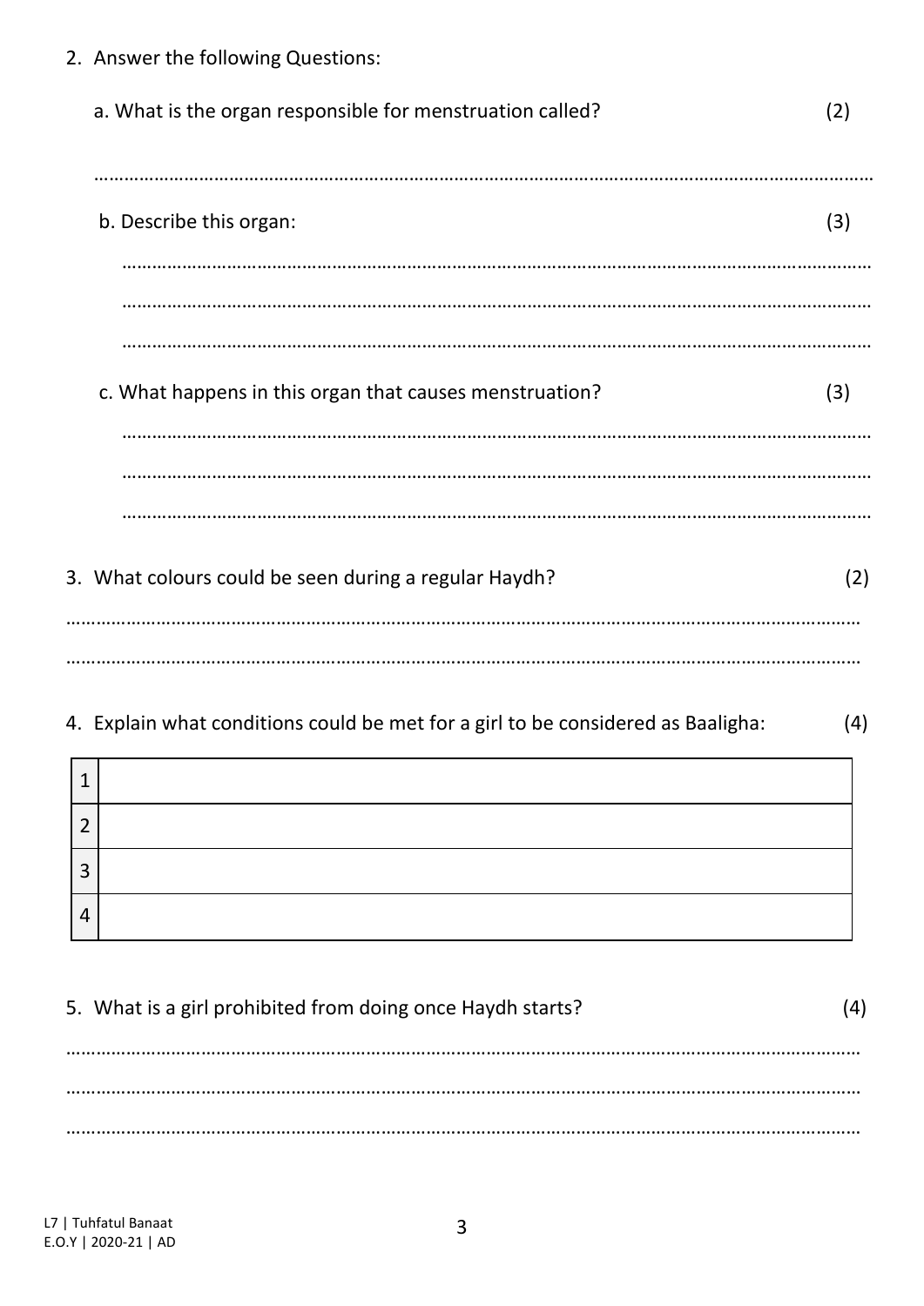2. Answer the following Questions:

   a. What is the organ responsible for menstruation called? (2)

   ……………………………………………………………………………………………………………………………………………

   b. Describe this organ: (3)

   ……………………………………………………………………………………………………………………………………………

   ……………………………………………………………………………………………………………………………………………

   ……………………………………………………………………………………………………………………………………………

   c. What happens in this organ that causes menstruation? (3)

   ……………………………………………………………………………………………………………………………………………

   ……………………………………………………………………………………………………………………………………………

   ……………………………………………………………………………………………………………………………………………

3. What colours could be seen during a regular Haydh? (2)

……………………………………………………………………………………………………………………………………………

……………………………………………………………………………………………………………………………………………

4. Explain what conditions could be met for a girl to be considered as Baaligha: (4)

| | |
|---|---|
| 1 | |
| 2 | |
| 3 | |
| 4 | |

5. What is a girl prohibited from doing once Haydh starts? (4)

……………………………………………………………………………………………………………………………………………

……………………………………………………………………………………………………………………………………………

……………………………………………………………………………………………………………………………………………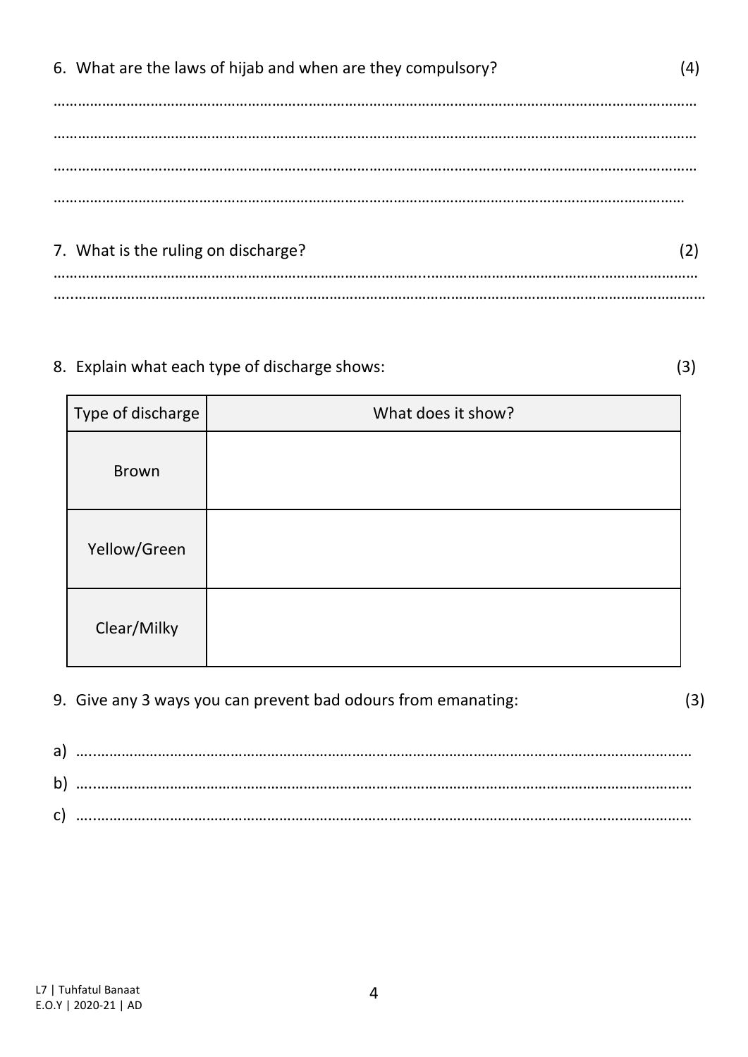6. What are the laws of hijab and when are they compulsory? (4)

……………………………………………………………………………………………………………………………………………

……………………………………………………………………………………………………………………………………………

……………………………………………………………………………………………………………………………………………

……………………………………………………………………………………………………………………………………………

7. What is the ruling on discharge? (2)

……………………………………………………………………………………………………………………………………………

……………………………………………………………………………………………………………………………………………

8. Explain what each type of discharge shows: (3)

| Type of discharge | What does it show? |
|---|---|
| Brown | |
| Yellow/Green | |
| Clear/Milky | |

9. Give any 3 ways you can prevent bad odours from emanating: (3)

a) ……………………………………………………………………………………………………………………………………

b) ……………………………………………………………………………………………………………………………………

c) ……………………………………………………………………………………………………………………………………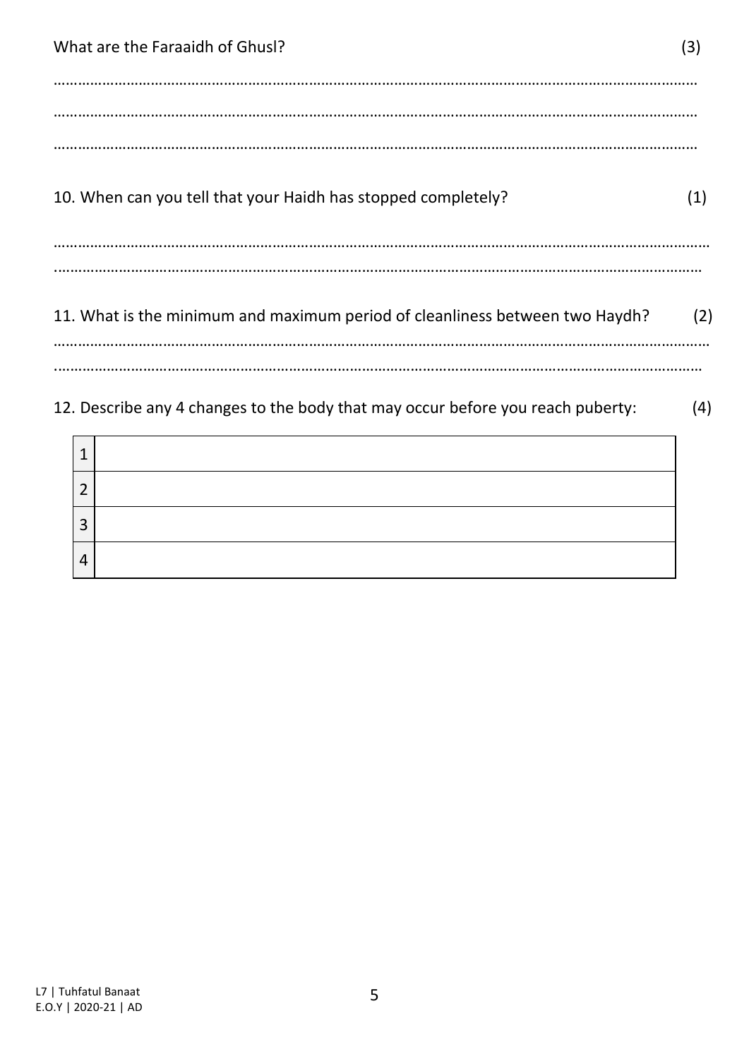What are the Faraaidh of Ghusl? (3)

………………………………………………………………………………………………………………………………………

………………………………………………………………………………………………………………………………………

………………………………………………………………………………………………………………………………………

10. When can you tell that your Haidh has stopped completely? (1)

………………………………………………………………………………………………………………………………………

………………………………………………………………………………………………………………………………………

11. What is the minimum and maximum period of cleanliness between two Haydh? (2)

………………………………………………………………………………………………………………………………………

………………………………………………………………………………………………………………………………………

12. Describe any 4 changes to the body that may occur before you reach puberty: (4)

| | |
|---|---|
| 1 | |
| 2 | |
| 3 | |
| 4 | |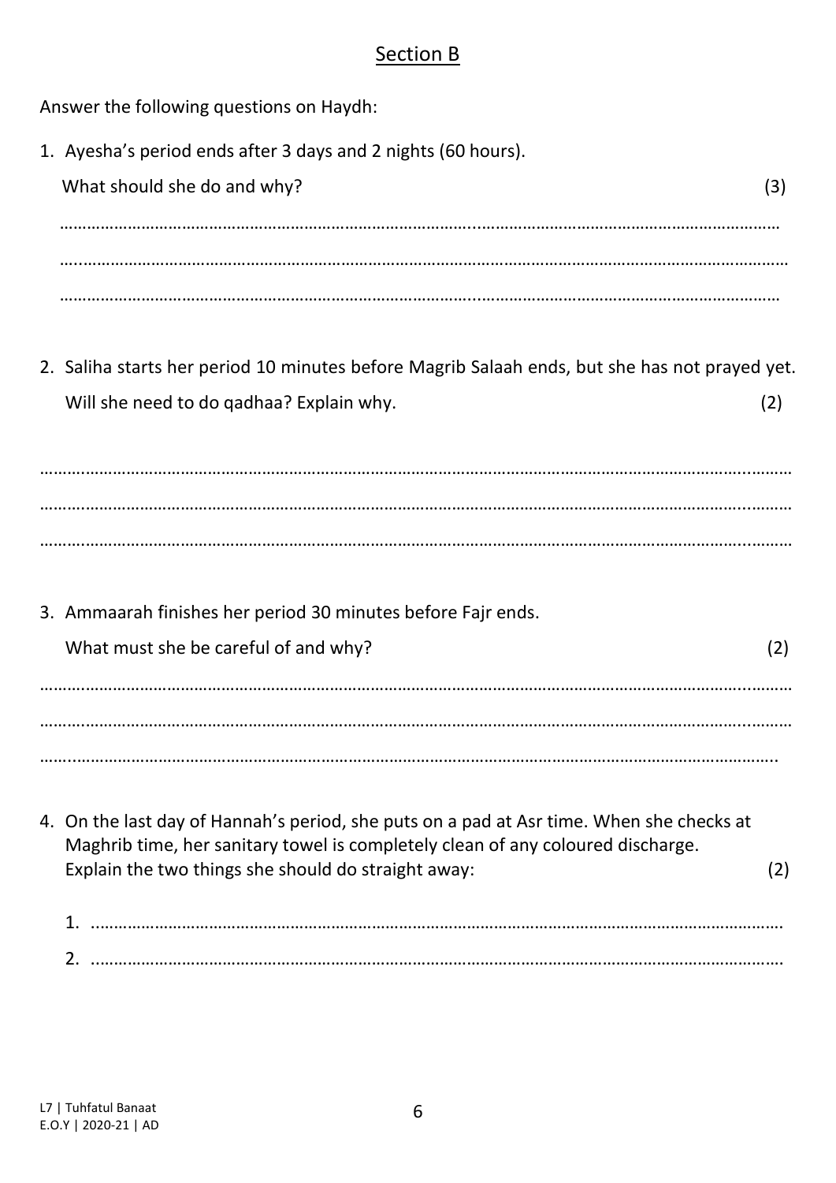## Section B

Answer the following questions on Haydh:

1. Ayesha's period ends after 3 days and 2 nights (60 hours).

   What should she do and why? (3)

   ………………………………………………………………………………………………………………………………………

   ………………………………………………………………………………………………………………………………………

   ………………………………………………………………………………………………………………………………………

2. Saliha starts her period 10 minutes before Magrib Salaah ends, but she has not prayed yet.

   Will she need to do qadhaa? Explain why. (2)

   ………………………………………………………………………………………………………………………………………

   ………………………………………………………………………………………………………………………………………

   ………………………………………………………………………………………………………………………………………

3. Ammaarah finishes her period 30 minutes before Fajr ends.

   What must she be careful of and why? (2)

   ………………………………………………………………………………………………………………………………………

   ………………………………………………………………………………………………………………………………………

   ………………………………………………………………………………………………………………………………………

4. On the last day of Hannah's period, she puts on a pad at Asr time. When she checks at Maghrib time, her sanitary towel is completely clean of any coloured discharge. Explain the two things she should do straight away: (2)

   1. ……………………………………………………………………………………………………………………………
   2. ……………………………………………………………………………………………………………………………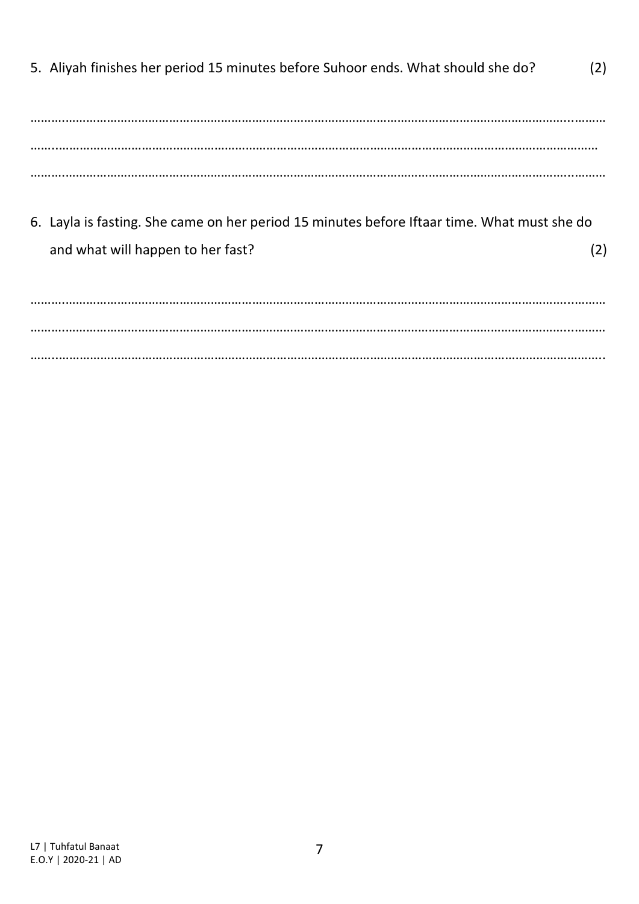5. Aliyah finishes her period 15 minutes before Suhoor ends. What should she do? (2)

……………………………………………………………………………………………………………………………………………
……………………………………………………………………………………………………………………………………………
……………………………………………………………………………………………………………………………………………

6. Layla is fasting. She came on her period 15 minutes before Iftaar time. What must she do and what will happen to her fast? (2)

……………………………………………………………………………………………………………………………………………
……………………………………………………………………………………………………………………………………………
……………………………………………………………………………………………………………………………………………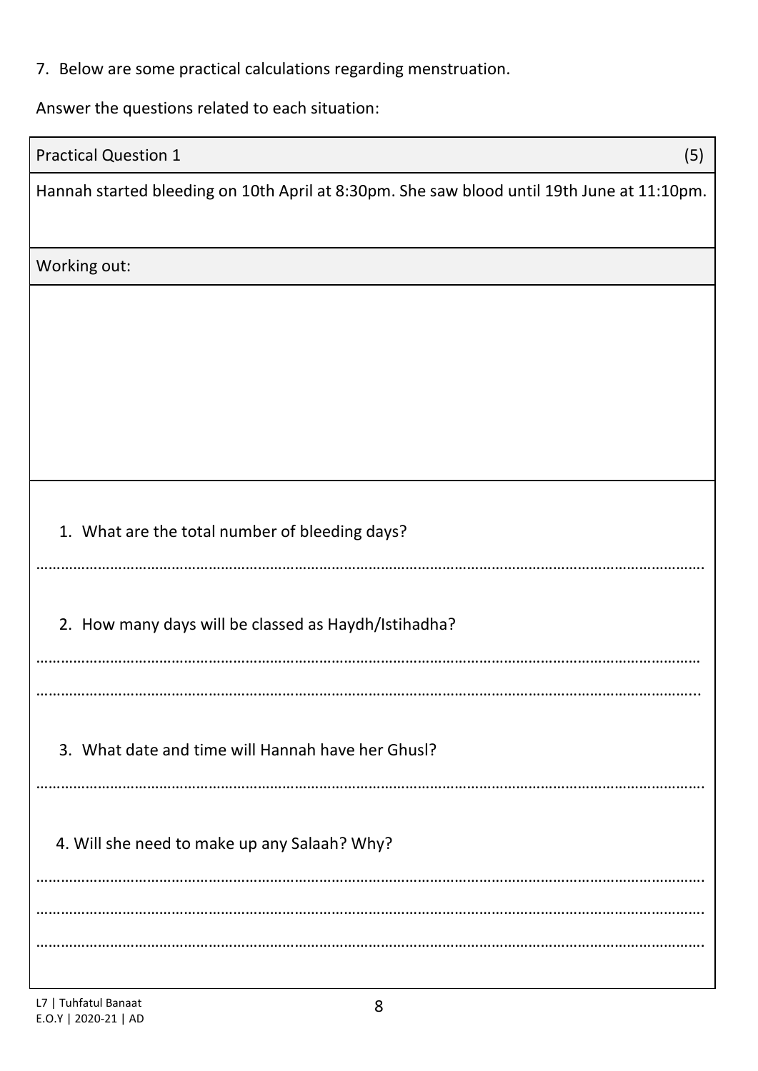7. Below are some practical calculations regarding menstruation.

Answer the questions related to each situation:

| Practical Question 1 | (5) |
| --- | --- |
| Hannah started bleeding on 10th April at 8:30pm. She saw blood until 19th June at 11:10pm. | |
| Working out: | |
| | |

1. What are the total number of bleeding days?

……………………………………………………………………………………………………………………………………………

2. How many days will be classed as Haydh/Istihadha?

……………………………………………………………………………………………………………………………………………

……………………………………………………………………………………………………………………………………………

3. What date and time will Hannah have her Ghusl?

……………………………………………………………………………………………………………………………………………

4. Will she need to make up any Salaah? Why?

……………………………………………………………………………………………………………………………………………

……………………………………………………………………………………………………………………………………………

……………………………………………………………………………………………………………………………………………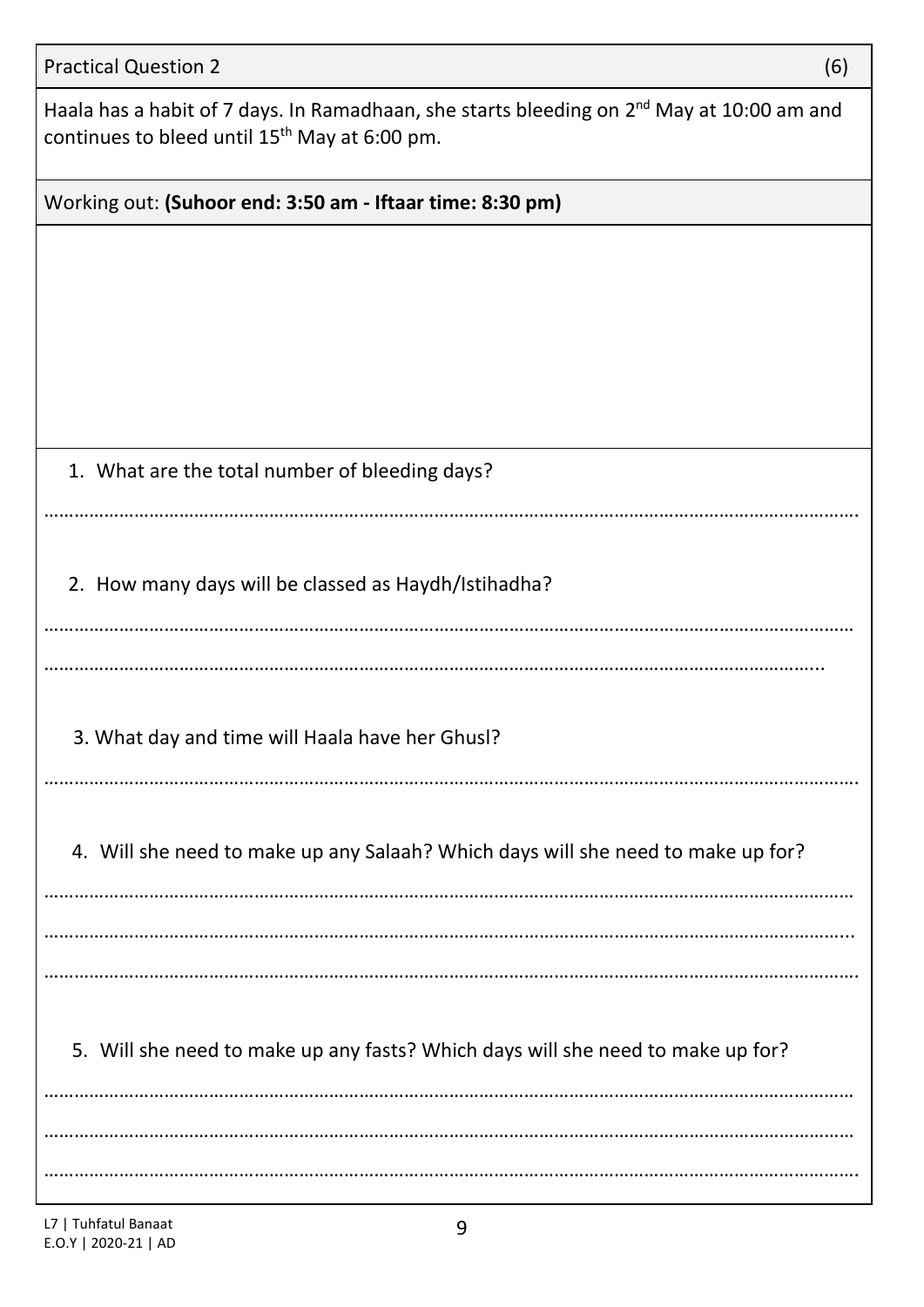| Practical Question 2 | (6) |
|---|---|

Haala has a habit of 7 days. In Ramadhaan, she starts bleeding on 2nd May at 10:00 am and continues to bleed until 15th May at 6:00 pm.

Working out: **(Suhoor end: 3:50 am - Iftaar time: 8:30 pm)**

1. What are the total number of bleeding days?

……………………………………………………………………………………………………………………………………………

2. How many days will be classed as Haydh/Istihadha?

……………………………………………………………………………………………………………………………………………

……………………………………………………………………………………………………………………………………………

3. What day and time will Haala have her Ghusl?

……………………………………………………………………………………………………………………………………………

4. Will she need to make up any Salaah? Which days will she need to make up for?

……………………………………………………………………………………………………………………………………………

……………………………………………………………………………………………………………………………………………

……………………………………………………………………………………………………………………………………………

5. Will she need to make up any fasts? Which days will she need to make up for?

……………………………………………………………………………………………………………………………………………

……………………………………………………………………………………………………………………………………………

……………………………………………………………………………………………………………………………………………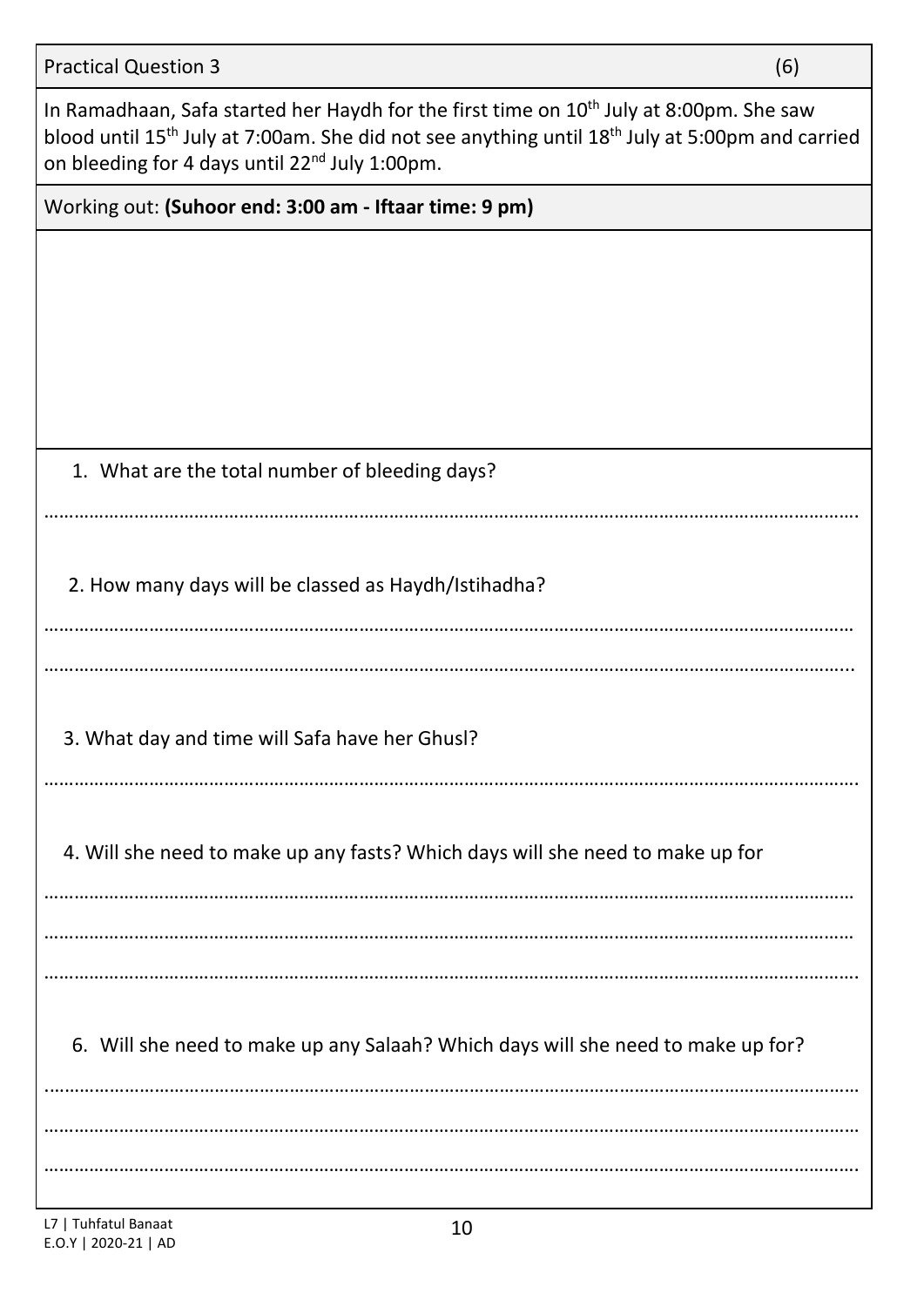**Practical Question 3** (6)

In Ramadhaan, Safa started her Haydh for the first time on 10th July at 8:00pm. She saw blood until 15th July at 7:00am. She did not see anything until 18th July at 5:00pm and carried on bleeding for 4 days until 22nd July 1:00pm.

Working out: **(Suhoor end: 3:00 am - Iftaar time: 9 pm)**

1. What are the total number of bleeding days?

……………………………………………………………………………………………………………………………………

2. How many days will be classed as Haydh/Istihadha?

……………………………………………………………………………………………………………………………………

……………………………………………………………………………………………………………………………………

3. What day and time will Safa have her Ghusl?

……………………………………………………………………………………………………………………………………

4. Will she need to make up any fasts? Which days will she need to make up for

……………………………………………………………………………………………………………………………………

……………………………………………………………………………………………………………………………………

……………………………………………………………………………………………………………………………………

6. Will she need to make up any Salaah? Which days will she need to make up for?

……………………………………………………………………………………………………………………………………

……………………………………………………………………………………………………………………………………

……………………………………………………………………………………………………………………………………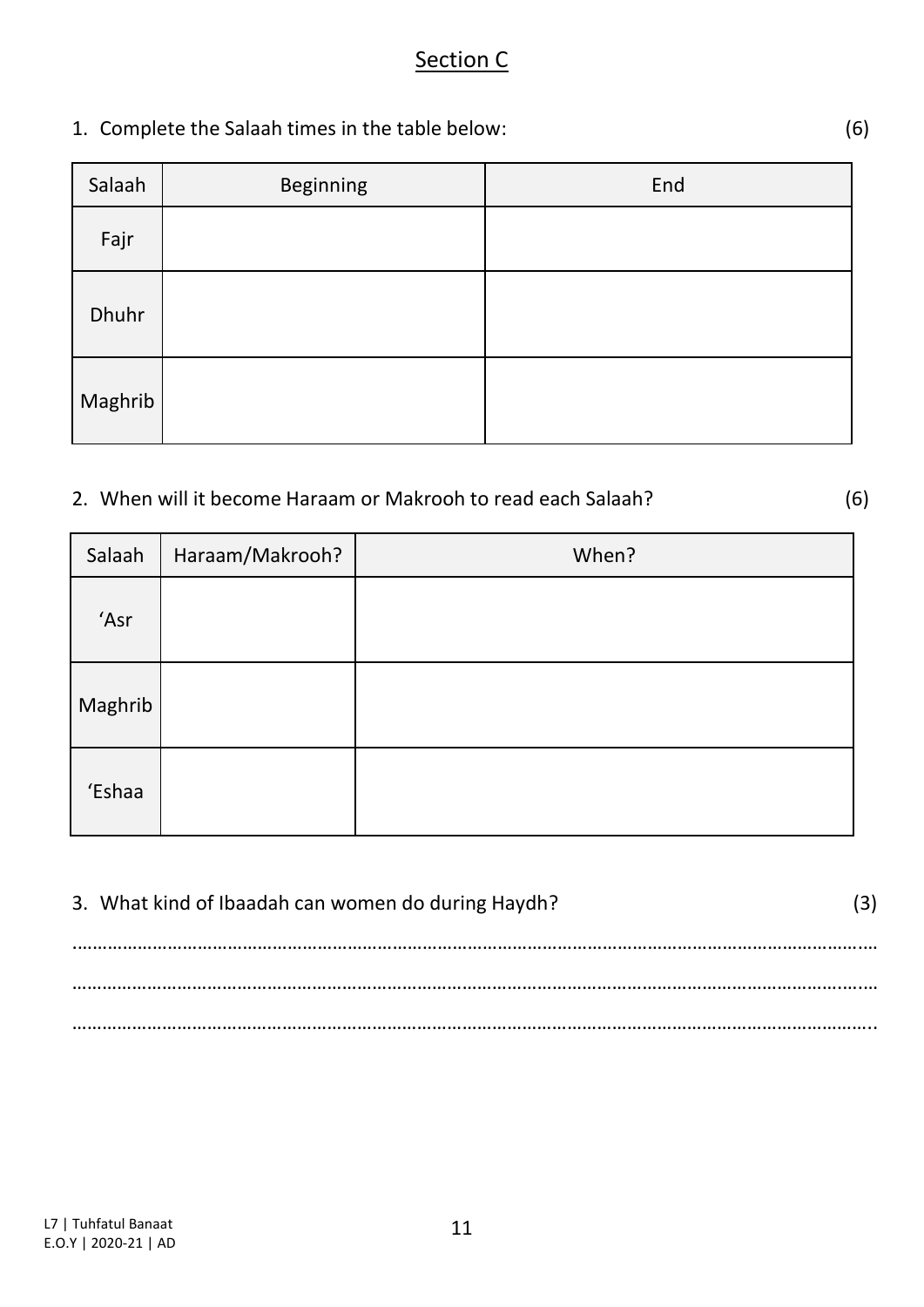## Section C

1. Complete the Salaah times in the table below: (6)

| Salaah | Beginning | End |
|---|---|---|
| Fajr | | |
| Dhuhr | | |
| Maghrib | | |

2. When will it become Haraam or Makrooh to read each Salaah? (6)

| Salaah | Haraam/Makrooh? | When? |
|---|---|---|
| 'Asr | | |
| Maghrib | | |
| 'Eshaa | | |

3. What kind of Ibaadah can women do during Haydh? (3)

…………………………………………………………………………………………………………………………………………

…………………………………………………………………………………………………………………………………………

…………………………………………………………………………………………………………………………………………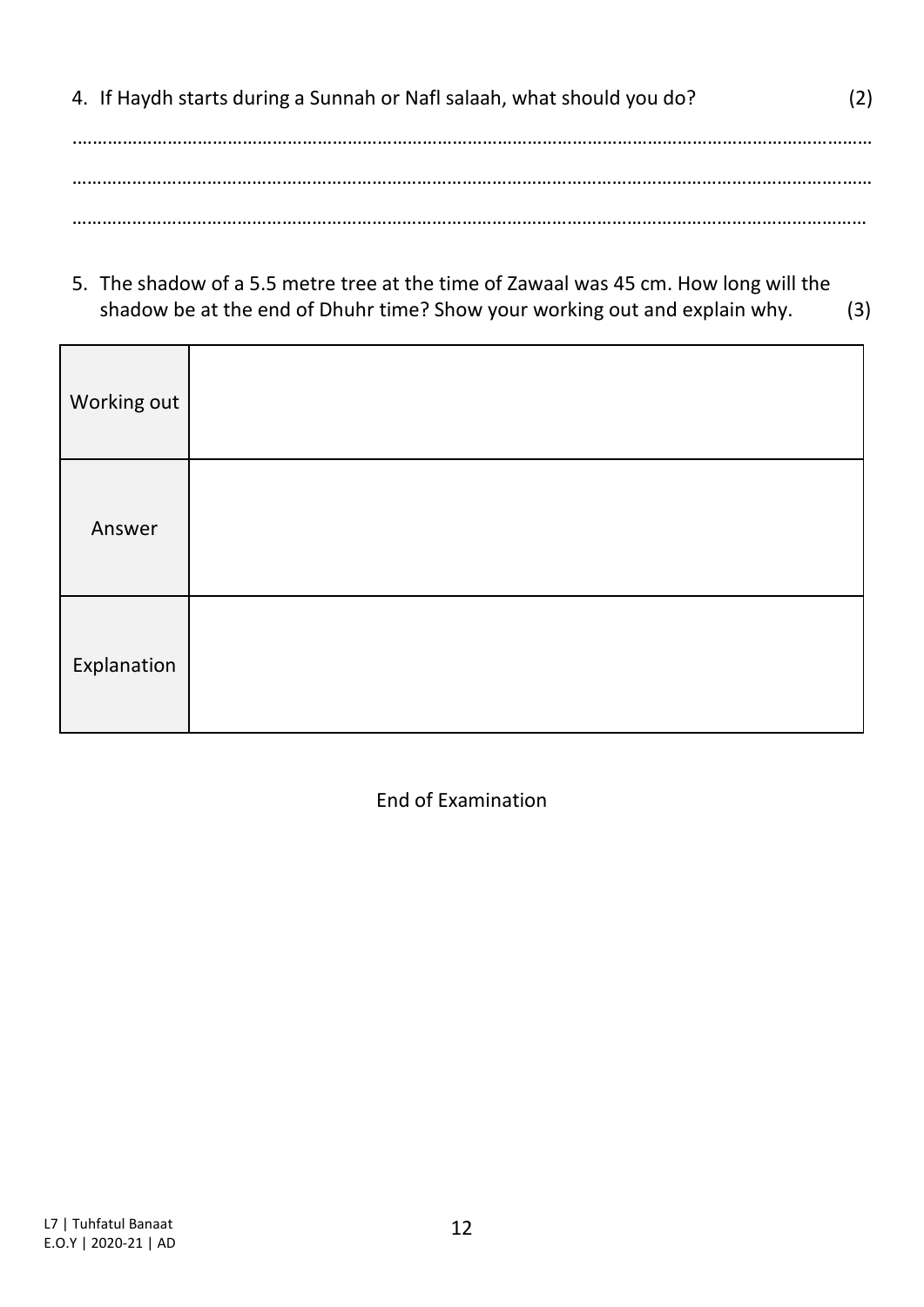4. If Haydh starts during a Sunnah or Nafl salaah, what should you do? (2)

………………………………………………………………………………………………………………………………………………

………………………………………………………………………………………………………………………………………………

………………………………………………………………………………………………………………………………………………

5. The shadow of a 5.5 metre tree at the time of Zawaal was 45 cm. How long will the shadow be at the end of Dhuhr time? Show your working out and explain why. (3)

| | |
|---|---|
| Working out | |
| Answer | |
| Explanation | |

End of Examination